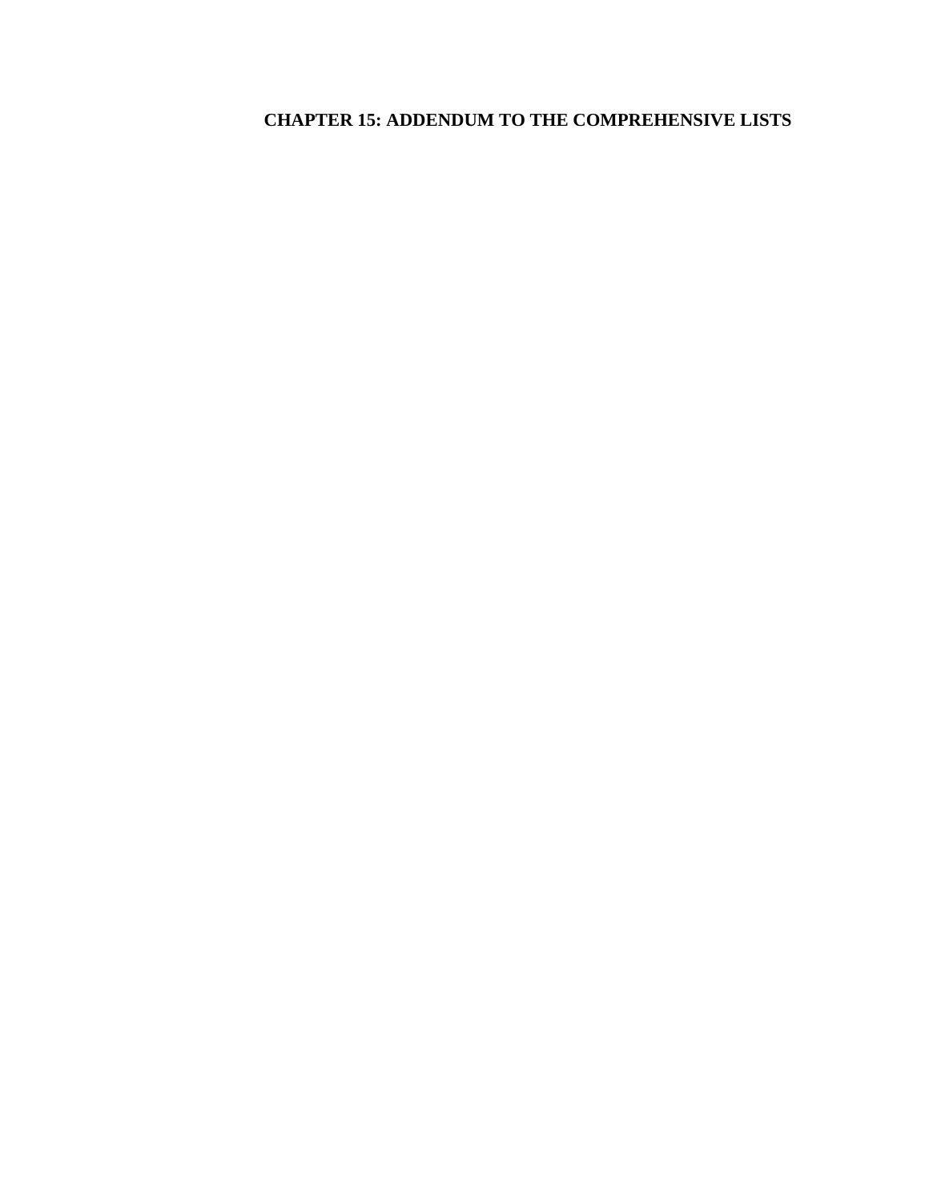# CHAPTER 15: ADDENDUM TO THE COMPREHENSIVE LISTS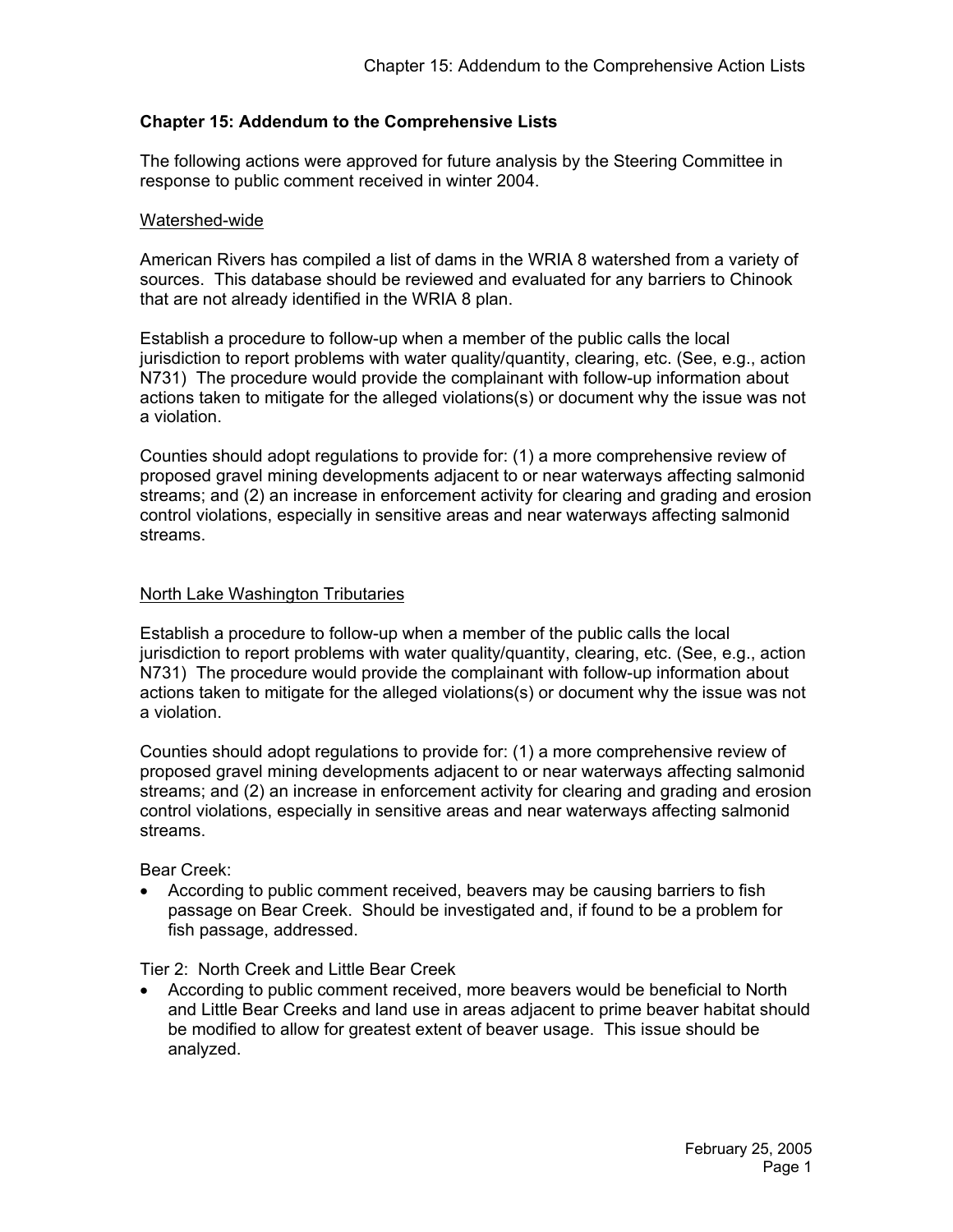## Chapter 15: Addendum to the Comprehensive Lists

The following actions were approved for future analysis by the Steering Committee in response to public comment received in winter 2004.

### Watershed-wide

American Rivers has compiled a list of dams in the WRIA 8 watershed from a variety of sources. This database should be reviewed and evaluated for any barriers to Chinook that are not already identified in the WRIA 8 plan.

Establish a procedure to follow-up when a member of the public calls the local jurisdiction to report problems with water quality/quantity, clearing, etc. (See, e.g., action N731) The procedure would provide the complainant with follow-up information about actions taken to mitigate for the alleged violations(s) or document why the issue was not a violation.

Counties should adopt regulations to provide for: (1) a more comprehensive review of proposed gravel mining developments adjacent to or near waterways affecting salmonid streams; and (2) an increase in enforcement activity for clearing and grading and erosion control violations, especially in sensitive areas and near waterways affecting salmonid streams.

### North Lake Washington Tributaries

Establish a procedure to follow-up when a member of the public calls the local jurisdiction to report problems with water quality/quantity, clearing, etc. (See, e.g., action N731) The procedure would provide the complainant with follow-up information about actions taken to mitigate for the alleged violations(s) or document why the issue was not a violation.

Counties should adopt regulations to provide for: (1) a more comprehensive review of proposed gravel mining developments adjacent to or near waterways affecting salmonid streams; and (2) an increase in enforcement activity for clearing and grading and erosion control violations, especially in sensitive areas and near waterways affecting salmonid streams.

Bear Creek:

- According to public comment received, beavers may be causing barriers to fish passage on Bear Creek. Should be investigated and, if found to be a problem for fish passage, addressed.

Tier 2: North Creek and Little Bear Creek

- According to public comment received, more beavers would be beneficial to North and Little Bear Creeks and land use in areas adjacent to prime beaver habitat should be modified to allow for greatest extent of beaver usage. This issue should be analyzed.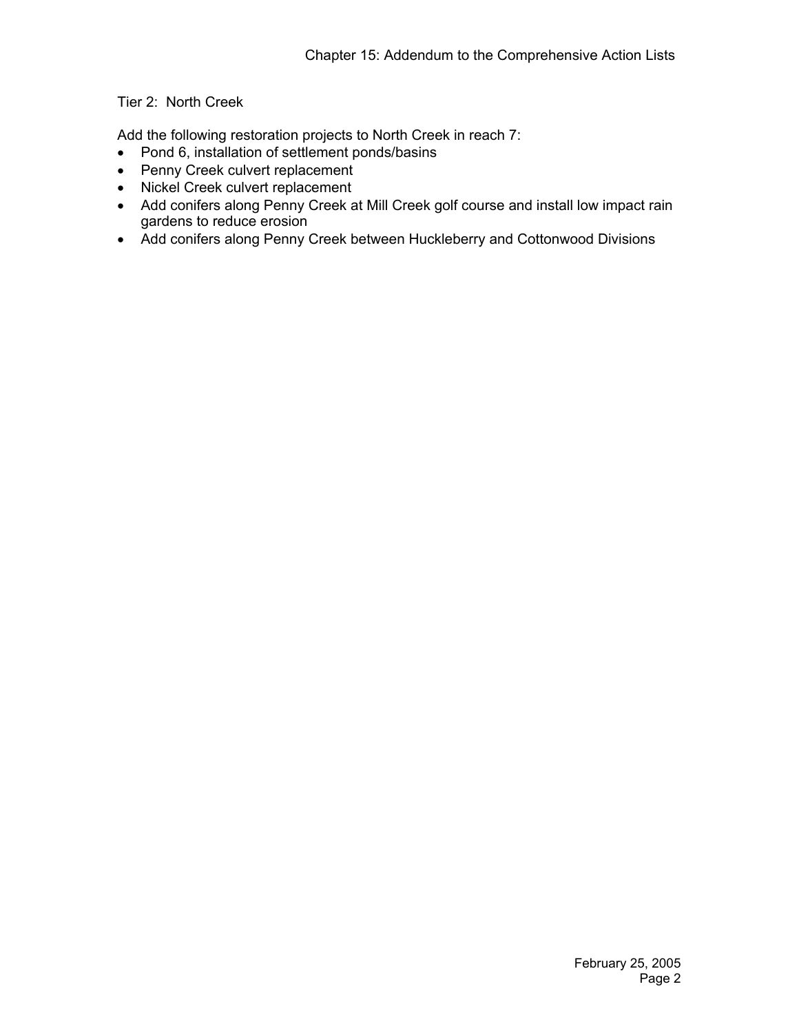Tier 2: North Creek

Add the following restoration projects to North Creek in reach 7:

- Pond 6, installation of settlement ponds/basins
- Penny Creek culvert replacement
- Nickel Creek culvert replacement
- Add conifers along Penny Creek at Mill Creek golf course and install low impact rain gardens to reduce erosion
- Add conifers along Penny Creek between Huckleberry and Cottonwood Divisions